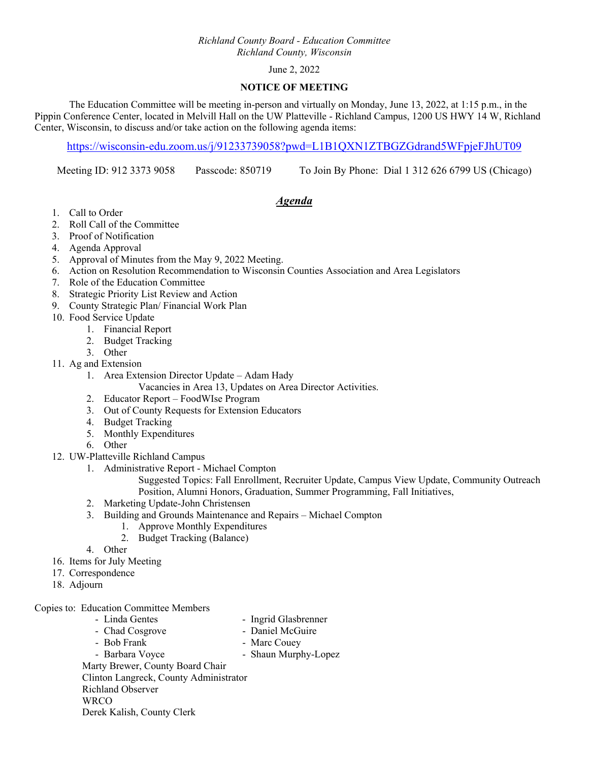*Richland County Board - Education Committee*
*Richland County, Wisconsin*

June 2, 2022

**NOTICE OF MEETING**

The Education Committee will be meeting in-person and virtually on Monday, June 13, 2022, at 1:15 p.m., in the Pippin Conference Center, located in Melvill Hall on the UW Platteville - Richland Campus, 1200 US HWY 14 W, Richland Center, Wisconsin, to discuss and/or take action on the following agenda items:

https://wisconsin-edu.zoom.us/j/91233739058?pwd=L1B1QXN1ZTBGZGdrand5WFpjeFJhUT09

Meeting ID: 912 3373 9058    Passcode: 850719    To Join By Phone: Dial 1 312 626 6799 US (Chicago)

## ***Agenda***

1. Call to Order
2. Roll Call of the Committee
3. Proof of Notification
4. Agenda Approval
5. Approval of Minutes from the May 9, 2022 Meeting.
6. Action on Resolution Recommendation to Wisconsin Counties Association and Area Legislators
7. Role of the Education Committee
8. Strategic Priority List Review and Action
9. County Strategic Plan/ Financial Work Plan
10. Food Service Update
    1. Financial Report
    2. Budget Tracking
    3. Other
11. Ag and Extension
    1. Area Extension Director Update – Adam Hady
       Vacancies in Area 13, Updates on Area Director Activities.
    2. Educator Report – FoodWIse Program
    3. Out of County Requests for Extension Educators
    4. Budget Tracking
    5. Monthly Expenditures
    6. Other
12. UW-Platteville Richland Campus
    1. Administrative Report - Michael Compton
       Suggested Topics: Fall Enrollment, Recruiter Update, Campus View Update, Community Outreach Position, Alumni Honors, Graduation, Summer Programming, Fall Initiatives,
    2. Marketing Update-John Christensen
    3. Building and Grounds Maintenance and Repairs – Michael Compton
       1. Approve Monthly Expenditures
       2. Budget Tracking (Balance)
    4. Other
16. Items for July Meeting
17. Correspondence
18. Adjourn

Copies to: Education Committee Members
- Linda Gentes
- Chad Cosgrove
- Bob Frank
- Barbara Voyce
- Ingrid Glasbrenner
- Daniel McGuire
- Marc Couey
- Shaun Murphy-Lopez

Marty Brewer, County Board Chair
Clinton Langreck, County Administrator
Richland Observer
WRCO
Derek Kalish, County Clerk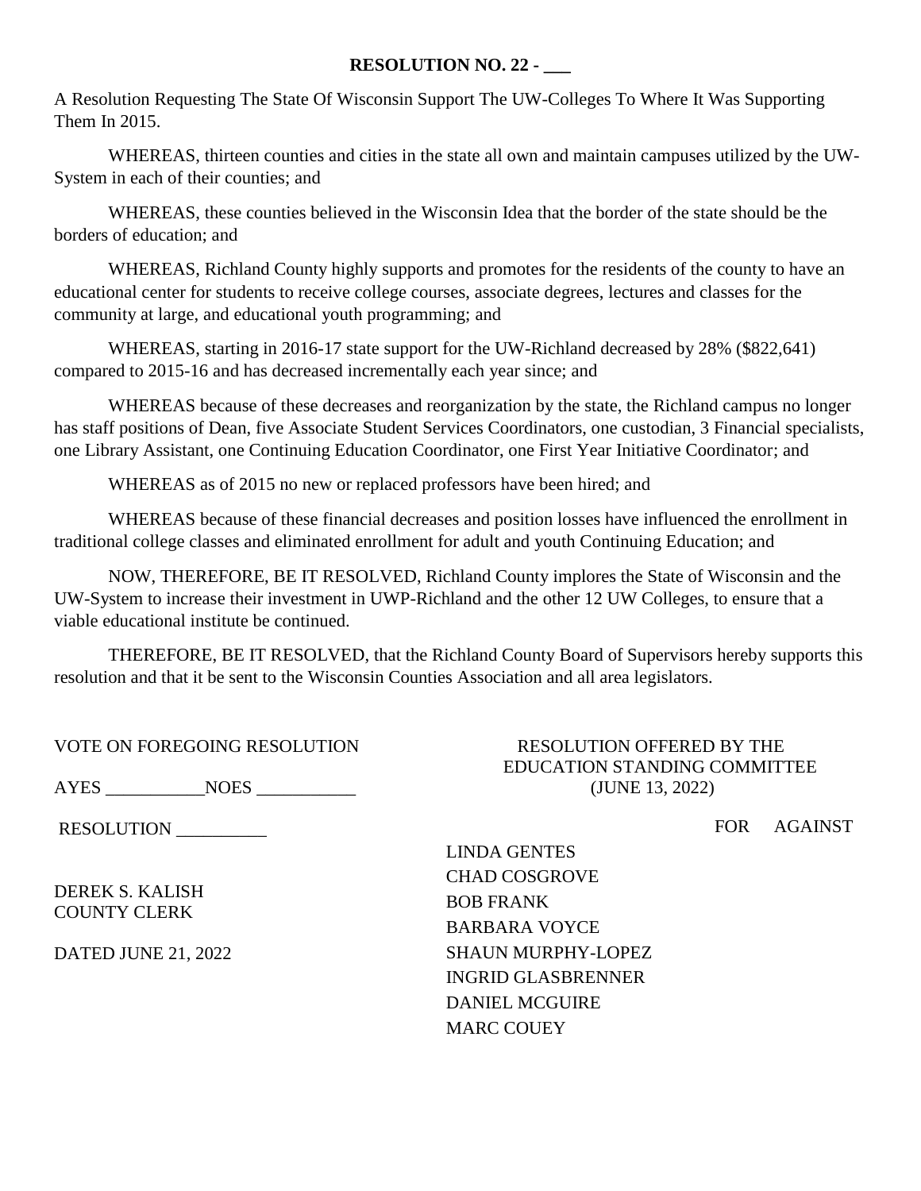**RESOLUTION NO. 22 - ___**

A Resolution Requesting The State Of Wisconsin Support The UW-Colleges To Where It Was Supporting Them In 2015.

WHEREAS, thirteen counties and cities in the state all own and maintain campuses utilized by the UW-System in each of their counties; and

WHEREAS, these counties believed in the Wisconsin Idea that the border of the state should be the borders of education; and

WHEREAS, Richland County highly supports and promotes for the residents of the county to have an educational center for students to receive college courses, associate degrees, lectures and classes for the community at large, and educational youth programming; and

WHEREAS, starting in 2016-17 state support for the UW-Richland decreased by 28% ($822,641) compared to 2015-16 and has decreased incrementally each year since; and

WHEREAS because of these decreases and reorganization by the state, the Richland campus no longer has staff positions of Dean, five Associate Student Services Coordinators, one custodian, 3 Financial specialists, one Library Assistant, one Continuing Education Coordinator, one First Year Initiative Coordinator; and

WHEREAS as of 2015 no new or replaced professors have been hired; and

WHEREAS because of these financial decreases and position losses have influenced the enrollment in traditional college classes and eliminated enrollment for adult and youth Continuing Education; and

NOW, THEREFORE, BE IT RESOLVED, Richland County implores the State of Wisconsin and the UW-System to increase their investment in UWP-Richland and the other 12 UW Colleges, to ensure that a viable educational institute be continued.

THEREFORE, BE IT RESOLVED, that the Richland County Board of Supervisors hereby supports this resolution and that it be sent to the Wisconsin Counties Association and all area legislators.

VOTE ON FOREGOING RESOLUTION

AYES ___________ NOES ___________

RESOLUTION __________

DEREK S. KALISH
COUNTY CLERK

DATED JUNE 21, 2022

RESOLUTION OFFERED BY THE EDUCATION STANDING COMMITTEE (JUNE 13, 2022)

| | FOR | AGAINST |
|---|---|---|
| LINDA GENTES | | |
| CHAD COSGROVE | | |
| BOB FRANK | | |
| BARBARA VOYCE | | |
| SHAUN MURPHY-LOPEZ | | |
| INGRID GLASBRENNER | | |
| DANIEL MCGUIRE | | |
| MARC COUEY | | |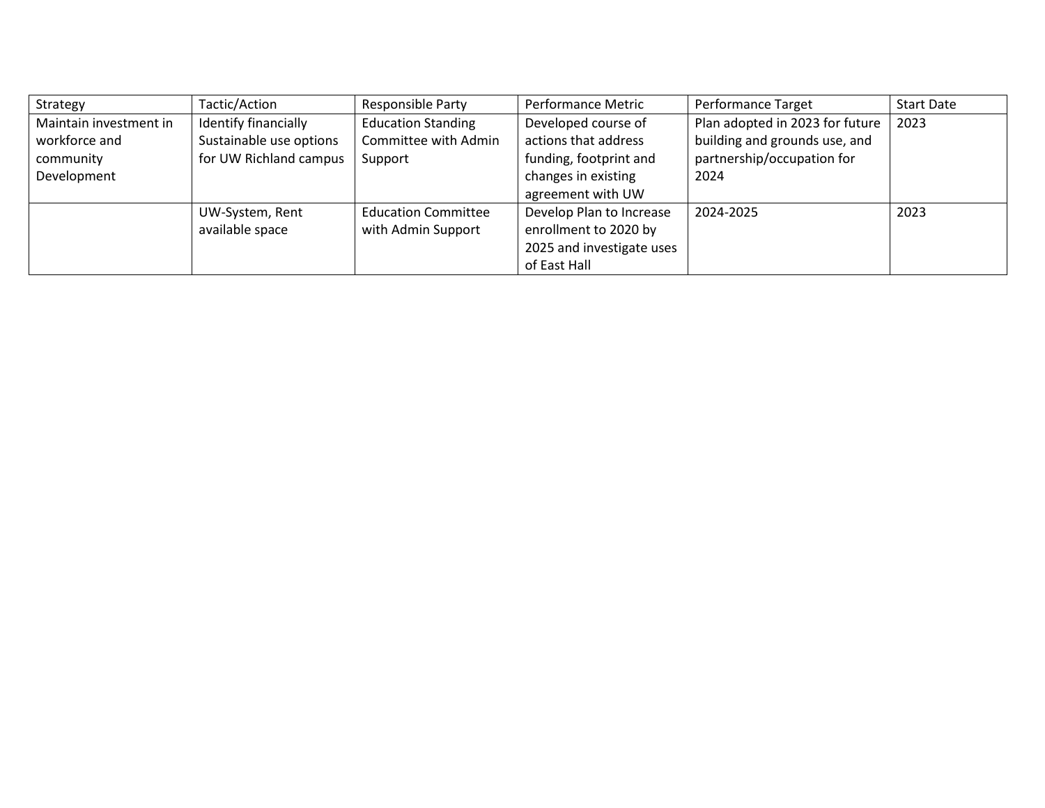| Strategy | Tactic/Action | Responsible Party | Performance Metric | Performance Target | Start Date |
|---|---|---|---|---|---|
| Maintain investment in workforce and community Development | Identify financially Sustainable use options for UW Richland campus | Education Standing Committee with Admin Support | Developed course of actions that address funding, footprint and changes in existing agreement with UW | Plan adopted in 2023 for future building and grounds use, and partnership/occupation for 2024 | 2023 |
| | UW-System, Rent available space | Education Committee with Admin Support | Develop Plan to Increase enrollment to 2020 by 2025 and investigate uses of East Hall | 2024-2025 | 2023 |